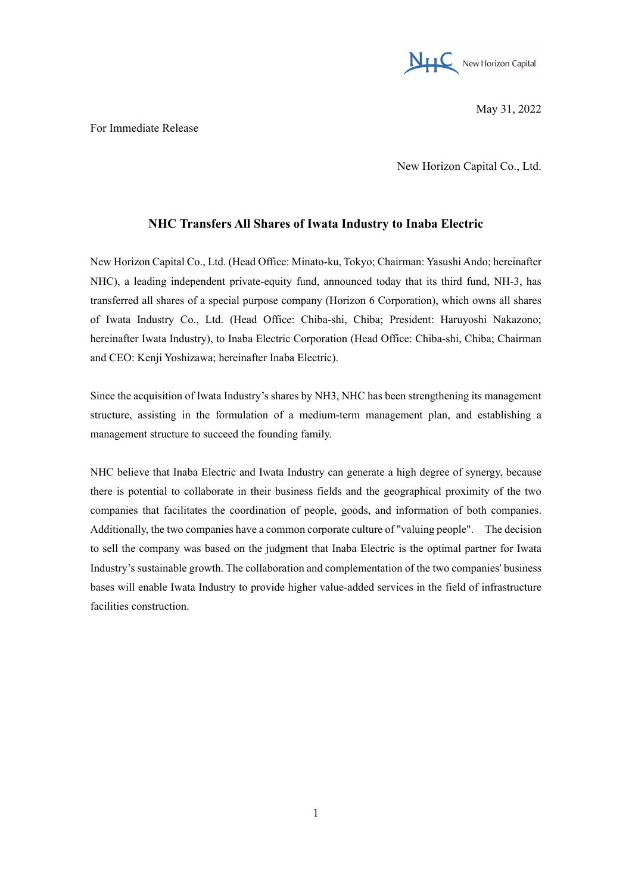May 31, 2022

For Immediate Release

New Horizon Capital Co., Ltd.

# NHC Transfers All Shares of Iwata Industry to Inaba Electric

New Horizon Capital Co., Ltd. (Head Office: Minato-ku, Tokyo; Chairman: Yasushi Ando; hereinafter NHC), a leading independent private-equity fund, announced today that its third fund, NH-3, has transferred all shares of a special purpose company (Horizon 6 Corporation), which owns all shares of Iwata Industry Co., Ltd. (Head Office: Chiba-shi, Chiba; President: Haruyoshi Nakazono; hereinafter Iwata Industry), to Inaba Electric Corporation (Head Office: Chiba-shi, Chiba; Chairman and CEO: Kenji Yoshizawa; hereinafter Inaba Electric).

Since the acquisition of Iwata Industry's shares by NH3, NHC has been strengthening its management structure, assisting in the formulation of a medium-term management plan, and establishing a management structure to succeed the founding family.

NHC believe that Inaba Electric and Iwata Industry can generate a high degree of synergy, because there is potential to collaborate in their business fields and the geographical proximity of the two companies that facilitates the coordination of people, goods, and information of both companies. Additionally, the two companies have a common corporate culture of "valuing people". The decision to sell the company was based on the judgment that Inaba Electric is the optimal partner for Iwata Industry's sustainable growth. The collaboration and complementation of the two companies' business bases will enable Iwata Industry to provide higher value-added services in the field of infrastructure facilities construction.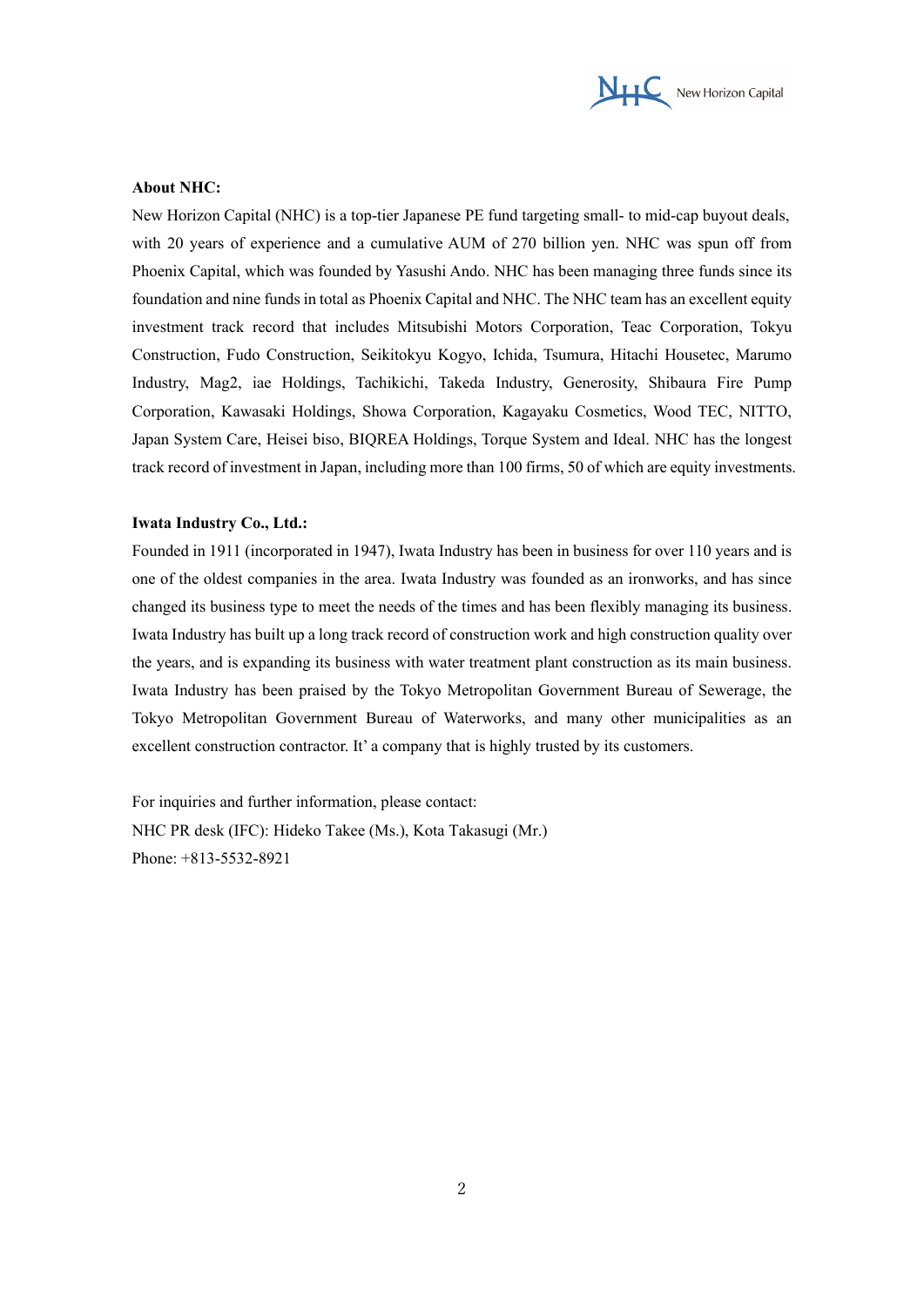**About NHC:**

New Horizon Capital (NHC) is a top-tier Japanese PE fund targeting small- to mid-cap buyout deals, with 20 years of experience and a cumulative AUM of 270 billion yen. NHC was spun off from Phoenix Capital, which was founded by Yasushi Ando. NHC has been managing three funds since its foundation and nine funds in total as Phoenix Capital and NHC. The NHC team has an excellent equity investment track record that includes Mitsubishi Motors Corporation, Teac Corporation, Tokyu Construction, Fudo Construction, Seikitokyu Kogyo, Ichida, Tsumura, Hitachi Housetec, Marumo Industry, Mag2, iae Holdings, Tachikichi, Takeda Industry, Generosity, Shibaura Fire Pump Corporation, Kawasaki Holdings, Showa Corporation, Kagayaku Cosmetics, Wood TEC, NITTO, Japan System Care, Heisei biso, BIQREA Holdings, Torque System and Ideal. NHC has the longest track record of investment in Japan, including more than 100 firms, 50 of which are equity investments.

**Iwata Industry Co., Ltd.:**

Founded in 1911 (incorporated in 1947), Iwata Industry has been in business for over 110 years and is one of the oldest companies in the area. Iwata Industry was founded as an ironworks, and has since changed its business type to meet the needs of the times and has been flexibly managing its business. Iwata Industry has built up a long track record of construction work and high construction quality over the years, and is expanding its business with water treatment plant construction as its main business. Iwata Industry has been praised by the Tokyo Metropolitan Government Bureau of Sewerage, the Tokyo Metropolitan Government Bureau of Waterworks, and many other municipalities as an excellent construction contractor. It' a company that is highly trusted by its customers.

For inquiries and further information, please contact:
NHC PR desk (IFC): Hideko Takee (Ms.), Kota Takasugi (Mr.)
Phone: +813-5532-8921